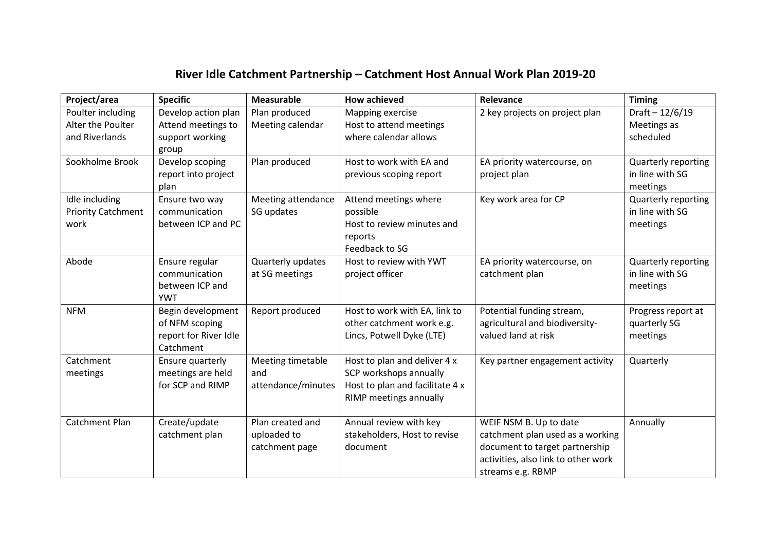# River Idle Catchment Partnership – Catchment Host Annual Work Plan 2019-20

| Project/area | Specific | Measurable | How achieved | Relevance | Timing |
|---|---|---|---|---|---|
| Poulter including Alter the Poulter and Riverlands | Develop action plan<br>Attend meetings to support working group | Plan produced<br>Meeting calendar | Mapping exercise<br>Host to attend meetings where calendar allows | 2 key projects on project plan | Draft – 12/6/19<br>Meetings as scheduled |
| Sookholme Brook | Develop scoping report into project plan | Plan produced | Host to work with EA and previous scoping report | EA priority watercourse, on project plan | Quarterly reporting in line with SG meetings |
| Idle including Priority Catchment work | Ensure two way communication between ICP and PC | Meeting attendance<br>SG updates | Attend meetings where possible<br>Host to review minutes and reports<br>Feedback to SG | Key work area for CP | Quarterly reporting in line with SG meetings |
| Abode | Ensure regular communication between ICP and YWT | Quarterly updates at SG meetings | Host to review with YWT project officer | EA priority watercourse, on catchment plan | Quarterly reporting in line with SG meetings |
| NFM | Begin development of NFM scoping report for River Idle Catchment | Report produced | Host to work with EA, link to other catchment work e.g. Lincs, Potwell Dyke (LTE) | Potential funding stream, agricultural and biodiversity-valued land at risk | Progress report at quarterly SG meetings |
| Catchment meetings | Ensure quarterly meetings are held for SCP and RIMP | Meeting timetable and attendance/minutes | Host to plan and deliver 4 x SCP workshops annually<br>Host to plan and facilitate 4 x RIMP meetings annually | Key partner engagement activity | Quarterly |
| Catchment Plan | Create/update catchment plan | Plan created and uploaded to catchment page | Annual review with key stakeholders, Host to revise document | WEIF NSM B. Up to date catchment plan used as a working document to target partnership activities, also link to other work streams e.g. RBMP | Annually |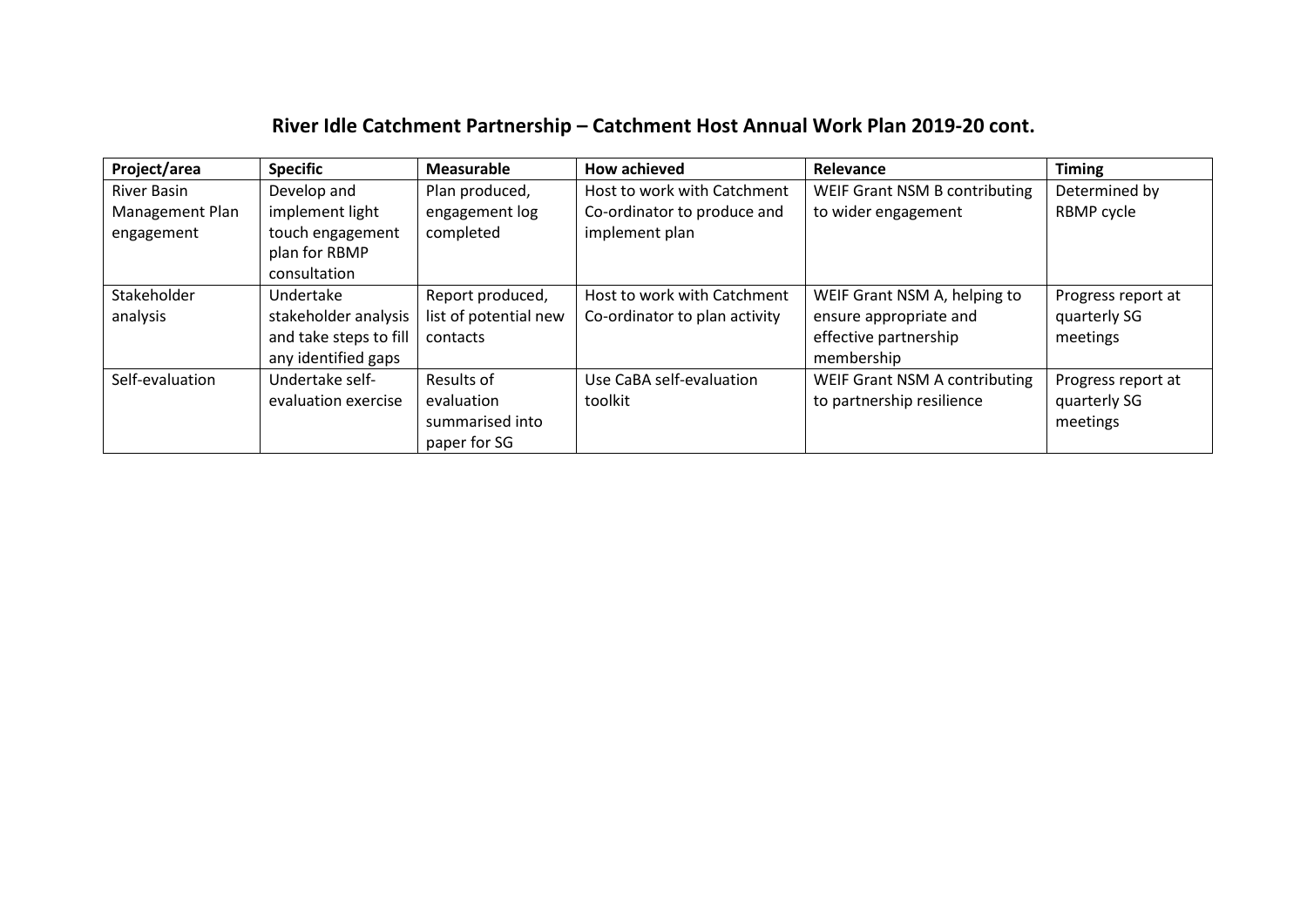# River Idle Catchment Partnership – Catchment Host Annual Work Plan 2019-20 cont.

| Project/area | Specific | Measurable | How achieved | Relevance | Timing |
|---|---|---|---|---|---|
| River Basin Management Plan engagement | Develop and implement light touch engagement plan for RBMP consultation | Plan produced, engagement log completed | Host to work with Catchment Co-ordinator to produce and implement plan | WEIF Grant NSM B contributing to wider engagement | Determined by RBMP cycle |
| Stakeholder analysis | Undertake stakeholder analysis and take steps to fill any identified gaps | Report produced, list of potential new contacts | Host to work with Catchment Co-ordinator to plan activity | WEIF Grant NSM A, helping to ensure appropriate and effective partnership membership | Progress report at quarterly SG meetings |
| Self-evaluation | Undertake self-evaluation exercise | Results of evaluation summarised into paper for SG | Use CaBA self-evaluation toolkit | WEIF Grant NSM A contributing to partnership resilience | Progress report at quarterly SG meetings |